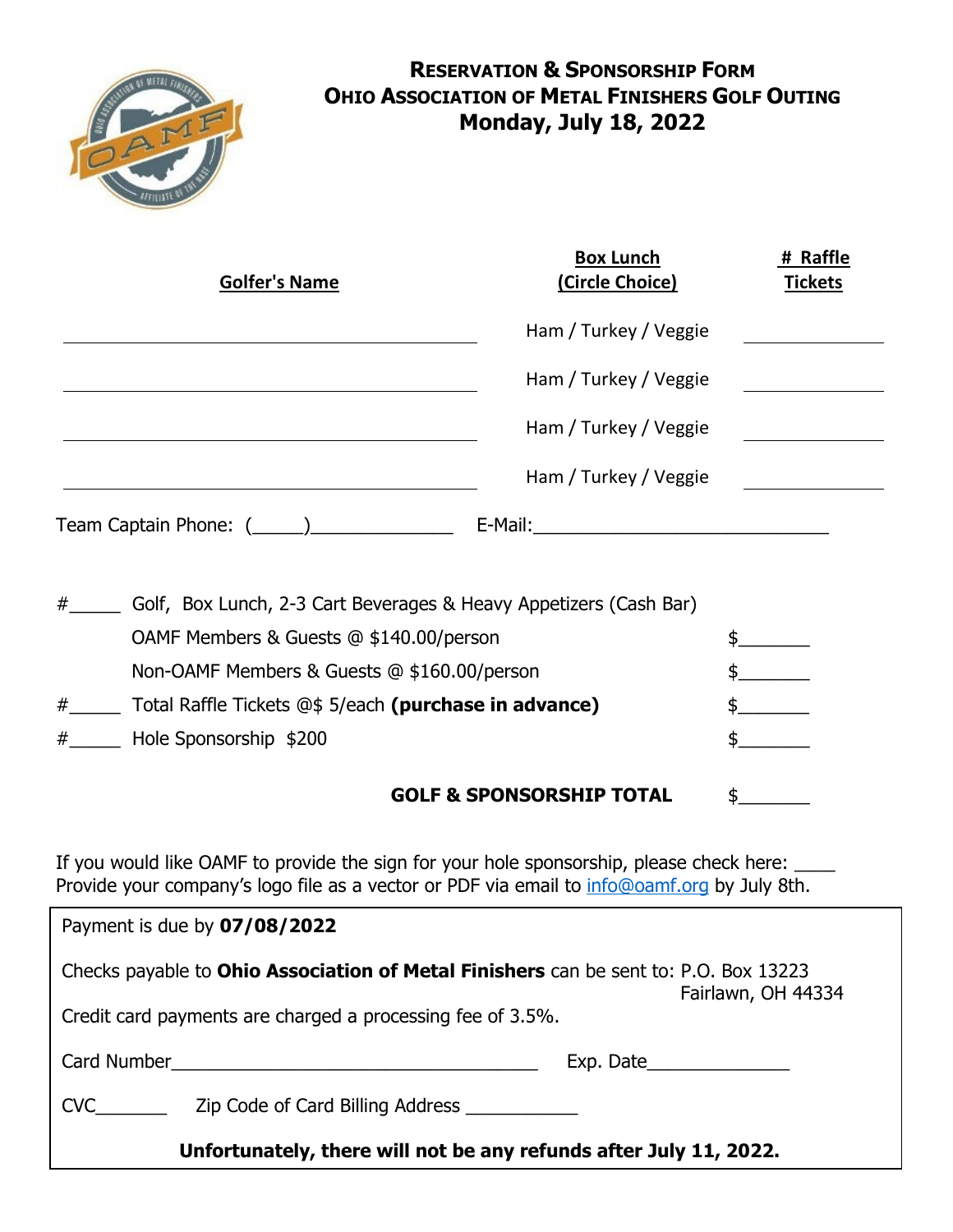# RESERVATION & SPONSORSHIP FORM
# OHIO ASSOCIATION OF METAL FINISHERS GOLF OUTING
## Monday, July 18, 2022

| Golfer's Name | Box Lunch (Circle Choice) | # Raffle Tickets |
|---|---|---|
| ____________________ | Ham / Turkey / Veggie | ________ |
| ____________________ | Ham / Turkey / Veggie | ________ |
| ____________________ | Ham / Turkey / Veggie | ________ |
| ____________________ | Ham / Turkey / Veggie | ________ |

Team Captain Phone: (_____)______________ E-Mail:______________________________

#_____ Golf, Box Lunch, 2-3 Cart Beverages & Heavy Appetizers (Cash Bar)

OAMF Members & Guests @ $140.00/person $_______

Non-OAMF Members & Guests @ $160.00/person $_______

#_____ Total Raffle Tickets @$ 5/each **(purchase in advance)** $_______

#_____ Hole Sponsorship $200 $_______

**GOLF & SPONSORSHIP TOTAL** $_______

If you would like OAMF to provide the sign for your hole sponsorship, please check here: ____
Provide your company's logo file as a vector or PDF via email to info@oamf.org by July 8th.

Payment is due by **07/08/2022**

Checks payable to **Ohio Association of Metal Finishers** can be sent to: P.O. Box 13223
Fairlawn, OH 44334

Credit card payments are charged a processing fee of 3.5%.

Card Number_____________________________________ Exp. Date______________

CVC_______ Zip Code of Card Billing Address ___________

**Unfortunately, there will not be any refunds after July 11, 2022.**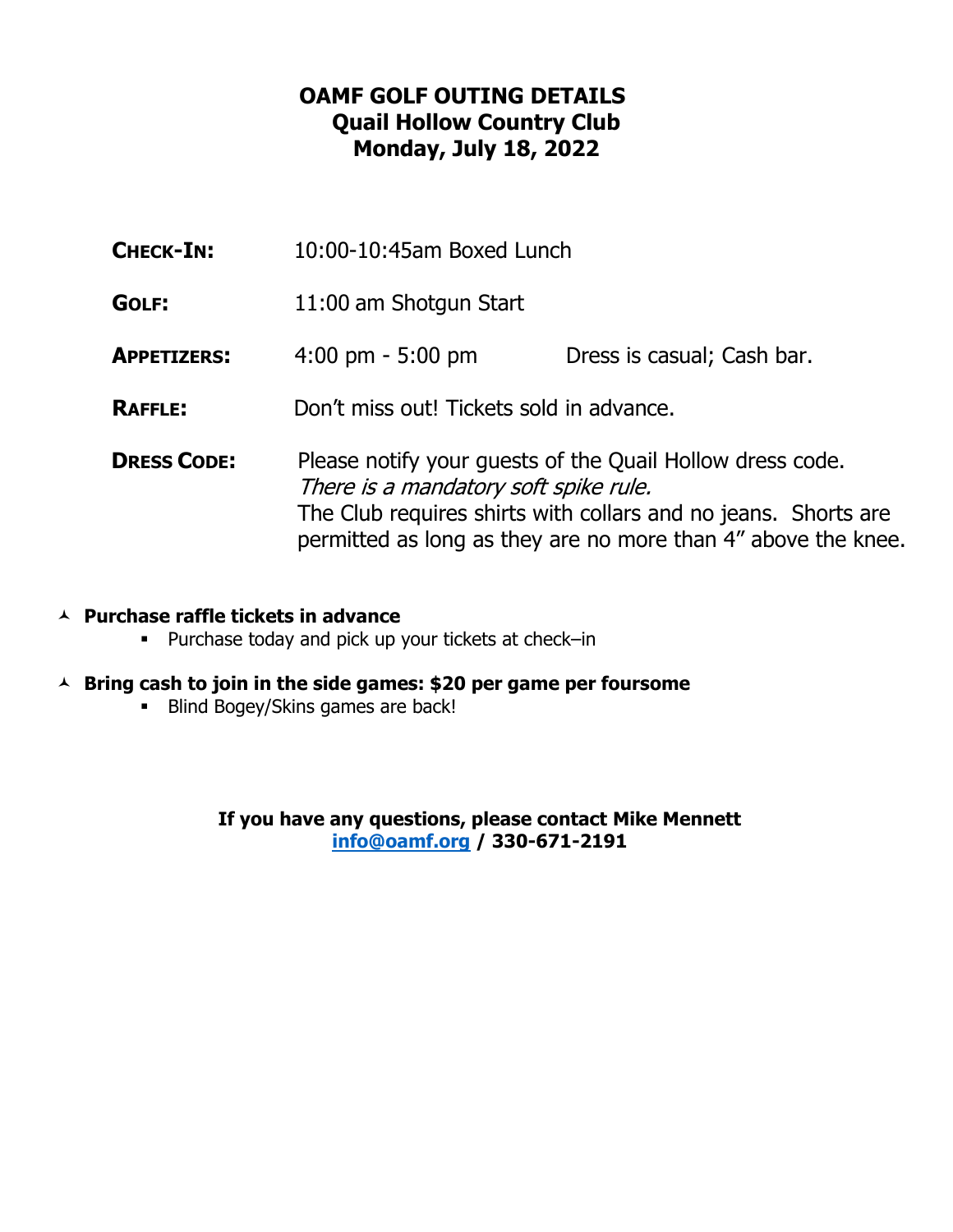# OAMF GOLF OUTING DETAILS
## Quail Hollow Country Club
## Monday, July 18, 2022

| | | |
|---|---|---|
| **CHECK-IN:** | 10:00-10:45am Boxed Lunch | |
| **GOLF:** | 11:00 am Shotgun Start | |
| **APPETIZERS:** | 4:00 pm - 5:00 pm | Dress is casual; Cash bar. |
| **RAFFLE:** | Don't miss out! Tickets sold in advance. | |
| **DRESS CODE:** | Please notify your guests of the Quail Hollow dress code. *There is a mandatory soft spike rule.* The Club requires shirts with collars and no jeans. Shorts are permitted as long as they are no more than 4" above the knee. | |

- **Purchase raffle tickets in advance**
  - Purchase today and pick up your tickets at check–in
- **Bring cash to join in the side games: $20 per game per foursome**
  - Blind Bogey/Skins games are back!

**If you have any questions, please contact Mike Mennett**
**info@oamf.org / 330-671-2191**